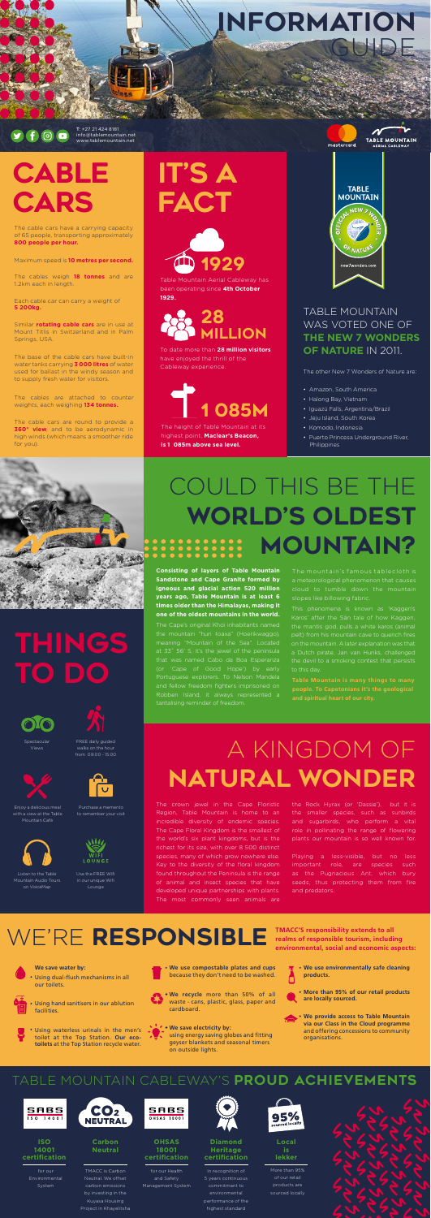# INFORMATION GUIDE

T: +27 21 424 8181
info@tablemountain.net
www.tablemountain.net

## CABLE CARS

The cable cars have a carrying capacity of 65 people, transporting approximately **800 people per hour.**

Maximum speed is **10 metres per second.**

The cables weigh **18 tonnes** and are 1.2km each in length.

Each cable car can carry a weight of **5 200kg.**

Similar **rotating cable cars** are in use at Mount Titlis in Switzerland and in Palm Springs, USA.

The base of the cable cars have built-in water tanks carrying **3 000 litres** of water used for ballast in the windy season and to supply fresh water for visitors.

The cables are attached to counter weights, each weighing **134 tonnes.**

The cable cars are round to provide a **360° view** and to be aerodynamic in high winds (which means a smoother ride for you).

## IT'S A FACT

**1929**

Table Mountain Aerial Cableway has been operating since **4th October 1929.**

**28 MILLION**

To date more than **28 million visitors** have enjoyed the thrill of the Cableway experience.

**1 085M**

The height of Table Mountain at its highest point, **Maclear's Beacon, is 1 085m above sea level.**

TABLE MOUNTAIN – OFFICIAL NEW 7 WONDERS OF NATURE – new7wonders.com

## TABLE MOUNTAIN WAS VOTED ONE OF THE NEW 7 WONDERS OF NATURE IN 2011.

The other New 7 Wonders of Nature are:

- Amazon, South America
- Halong Bay, Vietnam
- Iguazú Falls, Argentina/Brazil
- Jeju Island, South Korea
- Komodo, Indonesia
- Puerto Princesa Underground River, Philippines

## COULD THIS BE THE WORLD'S OLDEST MOUNTAIN?

**Consisting of layers of Table Mountain Sandstone and Cape Granite formed by igneous and glacial action 520 million years ago, Table Mountain is at least 6 times older than the Himalayas, making it one of the oldest mountains in the world.**

The Cape's original Khoi inhabitants named the mountain "Hoeri 'kwaggo" (Hoerikwaggo), meaning "Mountain of the Sea". Located at 33° 56' S, it's the jewel of the peninsula that was named Cabo da Boa Esperanza (or "Cape of Good Hope") by early Portuguese explorers. To Nelson Mandela and fellow freedom fighters imprisoned on Robben Island, it always represented a tantalising reminder of freedom.

The mountain's famous tablecloth is a meteorological phenomenon that causes cloud to tumble down the mountain slopes like billowing fabric.

This phenomena is known as 'Kaggen's Karos' after the San tale of how Kaggen, the mantis god, pulls a white karos (animal pelt) from his mountain cave to quench fires on the mountain. A later explanation was that a Dutch pirate, Jan van Hunks, challenged the devil to a smoking contest that persists to this day.

**Table Mountain is many things to many people. To Capetonians it's the geological and spiritual heart of our city.**

## THINGS TO DO

- Spectacular Views
- FREE daily guided walks on the hour from 09:00 - 15:00
- Enjoy a delicious meal with a view at the Table Mountain Café
- Purchase a memento to remember your visit
- Listen to the Table Mountain Audio Tours on VoiceMap
- Use the FREE Wifi in our unique Wifi Lounge

## A KINGDOM OF NATURAL WONDER

The crown jewel in the Cape Floristic Region, Table Mountain is home to an incredible diversity of endemic species. The Cape Floral Kingdom is the smallest of the world's six plant kingdoms, but is the richest for its size, with over 8 500 distinct species, many of which grow nowhere else. Key to the diversity of the floral kingdom found throughout the Peninsula is the range of animal and insect species that have developed unique partnerships with plants. The most commonly seen animals are the Rock Hyrax (or 'Dassie'), but it is the smaller species, such as sunbirds and sugarbirds, who perform a vital role in pollinating the range of flowering plants our mountain is so well known for.

Playing a less-visible, but no less important role, are species such as the Pugnacious Ant, which bury seeds, thus protecting them from fire and predators.

## WE'RE RESPONSIBLE

**TMACC'S responsibility extends to all realms of responsible tourism, including environmental, social and economic aspects:**

**We save water by:**

- Using dual-flush mechanisms in all our toilets.
- Using hand sanitisers in our ablution facilities.
- Using waterless urinals in the men's toilet at the Top Station. **Our eco-toilets** at the Top Station recycle water.

- **We use compostable plates and cups** because they don't need to be washed.
- **We recycle** more than 50% of all waste - cans, plastic, glass, paper and cardboard.
- **We save electricity by:** using energy saving globes and fitting geyser blankets and seasonal timers on outside lights.

- **We use environmentally safe cleaning products.**
- **More than 95% of our retail products are locally sourced.**
- **We provide access to Table Mountain via our Class in the Cloud programme** and offering concessions to community organisations.

## TABLE MOUNTAIN CABLEWAY'S PROUD ACHIEVEMENTS

**ISO 14001 certification**
for our Environmental System

**Carbon Neutral**
TMACC is Carbon Neutral. We offset carbon emissions by investing in the Kuyasa Housing Project in Khayelitsha

**OHSAS 18001 certification**
for our Health and Safety Management System

**Diamond Heritage certification**
In recognition of 5 years continuous commitment to environmental performance of the highest standard

**Local is lekker**
More than 95% of our retail products are sourced locally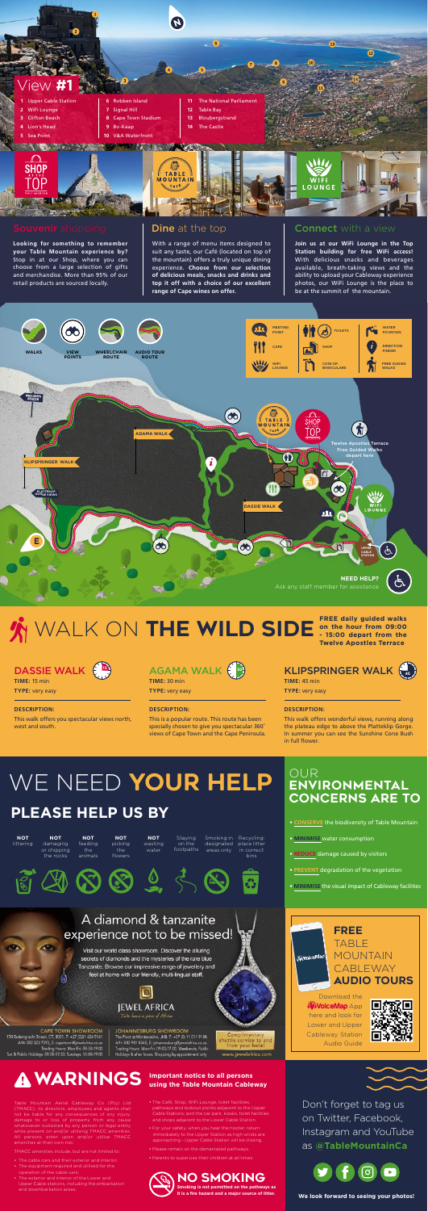# View #1

1 Upper Cable Station
2 WiFi Lounge
3 Clifton Beach
4 Lion's Head
5 Sea Point
6 Robben Island
7 Signal Hill
8 Cape Town Stadium
9 Bo-Kaap
10 V&A Waterfront
11 The National Parliament
12 Table Bay
13 Bloubergstrand
14 The Castle

## Souvenir shopping

**Looking for something to remember your Table Mountain experience by?** Stop in at our Shop, where you can choose from a large selection of gifts and merchandise. More than 95% of our retail products are sourced locally.

## Dine at the top

With a range of menu items designed to suit any taste, our Café (located on top of the mountain) offers a truly unique dining experience. **Choose from our selection of delicious meals, snacks and drinks and top it off with a choice of our excellent range of Cape wines on offer.**

## Connect with a view

**Join us at our WiFi Lounge in the Top Station building for free WiFi access!** With delicious snacks and beverages available, breath-taking views and the ability to upload your Cableway experience photos, our WiFi Lounge is the place to be at the summit of the mountain.

WALKS
VIEW POINTS
WHEELCHAIR ROUTE
AUDIO TOUR ROUTE

MEETING POINT
CAFE
WIFI LOUNGE
TOILETS
SHOP
COIN OP BINOCULARS
WATER FOUNTAIN
DIRECTION FINDER
FREE GUIDED WALKS

AGAMA WALK
KLIPSPRINGER WALK
DASSIE WALK
Twelve Apostles Terrace Free Guided Walks depart here

**NEED HELP?**
Ask any staff member for assistance

# WALK ON THE WILD SIDE

**FREE daily guided walks on the hour from 09:00 - 15:00 depart from the Twelve Apostles Terrace**

## DASSIE WALK

**TIME:** 15 min
**TYPE:** very easy

**DESCRIPTION:**

This walk offers you spectacular views north, west and south.

## AGAMA WALK

**TIME:** 30 min
**TYPE:** very easy

**DESCRIPTION:**

This is a popular route. This route has been specially chosen to give you spectacular 360° views of Cape Town and the Cape Peninsula.

## KLIPSPRINGER WALK

**TIME:** 45 min
**TYPE:** very easy

**DESCRIPTION:**

This walk offers wonderful views, running along the plateau edge to above the Platteklip Gorge. In summer you can see the Sunshine Cone Bush in full flower.

# WE NEED YOUR HELP

## PLEASE HELP US BY

**NOT** littering
**NOT** damaging or chipping the rocks
**NOT** feeding the animals
**NOT** picking the flowers
**NOT** wasting water
Staying on the footpaths
Smoking in designated areas only
Recycling: place litter in correct bins

## OUR ENVIRONMENTAL CONCERNS ARE TO

- **CONSERVE** the biodiversity of Table Mountain
- **MINIMISE** water consumption
- **REDUCE** damage caused by visitors
- **PREVENT** degradation of the vegetation
- **MINIMISE** the visual impact of Cableway facilities

## A diamond & tanzanite experience not to be missed!

Visit our world class showroom. Discover the alluring secrets of diamonds and the mysteries of the rare blue Tanzanite. Browse our impressive range of jewellery and feel at home with our friendly, multi-lingual staff.

JEWEL AFRICA

**CAPE TOWN SHOWROOM**
170 Buitengracht Street, CT, 8001. T: +27 (0)21 424 5141
A/H: 082 323 7992. E: capetown@jewelafrica.co.za
Trading Hours: Mon-Fri: 09:30-19:00
Sat & Public Holidays: 09:00-17:30. Sundays: 10:00-19:00

**JOHANNESBURG SHOWROOM**
The Pivot at Montecasino, JHB. T: +27 (0) 11 011 9188.
A/H: 082 901 6445. E: johannesburg@jewelafrica.co.za
Trading Hours: Mon-Fri: 09:00-17:00. Weekends, Public Holidays & after hours: Shopping by appointment only

Complimentary shuttle service to and from your hotel

www.jewelafrica.com

## FREE TABLE MOUNTAIN CABLEWAY AUDIO TOURS

Download the VoiceMap App here and look for Lower and Upper Cableway Station Audio Guide

# WARNINGS

**Important notice to all persons using the Table Mountain Cableway**

Table Mountain Aerial Cableway Co (Pty) Ltd (TMACC), its directors, employees and agents shall not be liable for any consequences of any injury, damage to or loss of property from any cause whatsoever sustained by any person or legal entity while present on and/or utilising TMACC amenities. All persons enter upon and/or utilise TMACC amenities at their own risk.

TMACC amenities include, but are not limited to:

- The cable cars and their exterior and interior;
- The equipment required and utilised for the operation of the cable cars;
- The exterior and interior of the Lower and Upper Cable stations, including the embarkation and disembarkation areas;
- The Café, Shop, WiFi Lounge, toilet facilities, pathways and lookout points adjacent to the Upper Cable Stations, and the car park, kiosks, toilet facilities and shops adjacent to the Lower Cable Station.
- For your safety, when you hear the hooter, return immediately to the Upper Station as high winds are approaching - Upper Cable Station will be closing.
- Please remain on the demarcated pathways.
- Parents to supervise their children at all times.

**NO SMOKING**
Smoking is not permitted on the pathways as it is a fire hazard and a major source of litter.

Don't forget to tag us on Twitter, Facebook, Instagram and YouTube as @TableMountainCa

**We look forward to seeing your photos!**